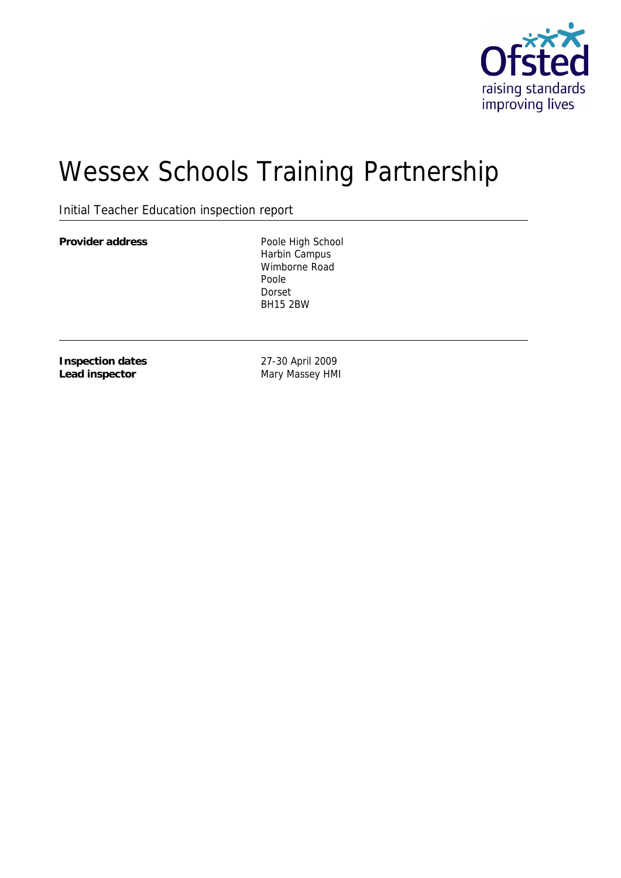# Wessex Schools Training Partnership

Initial Teacher Education inspection report

| | |
|---|---|
| **Provider address** | Poole High School<br>Harbin Campus<br>Wimborne Road<br>Poole<br>Dorset<br>BH15 2BW |

| | |
|---|---|
| **Inspection dates** | 27-30 April 2009 |
| **Lead inspector** | Mary Massey HMI |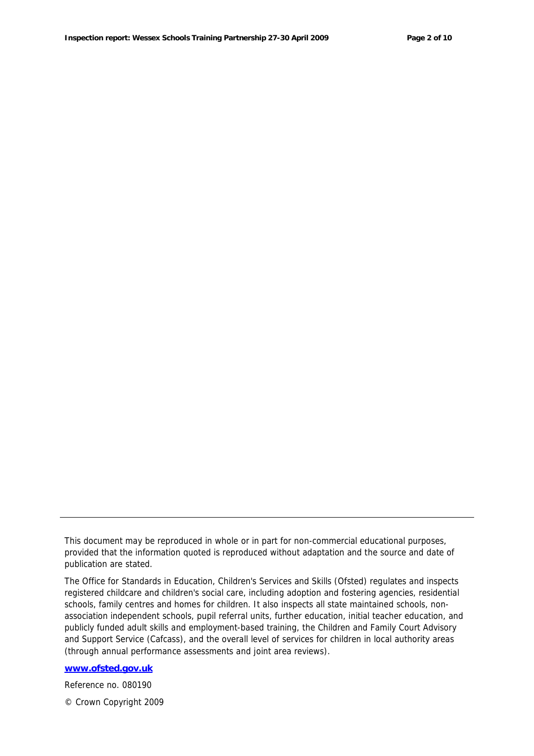This document may be reproduced in whole or in part for non-commercial educational purposes, provided that the information quoted is reproduced without adaptation and the source and date of publication are stated.

The Office for Standards in Education, Children's Services and Skills (Ofsted) regulates and inspects registered childcare and children's social care, including adoption and fostering agencies, residential schools, family centres and homes for children. It also inspects all state maintained schools, non-association independent schools, pupil referral units, further education, initial teacher education, and publicly funded adult skills and employment-based training, the Children and Family Court Advisory and Support Service (Cafcass), and the overall level of services for children in local authority areas (through annual performance assessments and joint area reviews).

**www.ofsted.gov.uk**

Reference no. 080190

© Crown Copyright 2009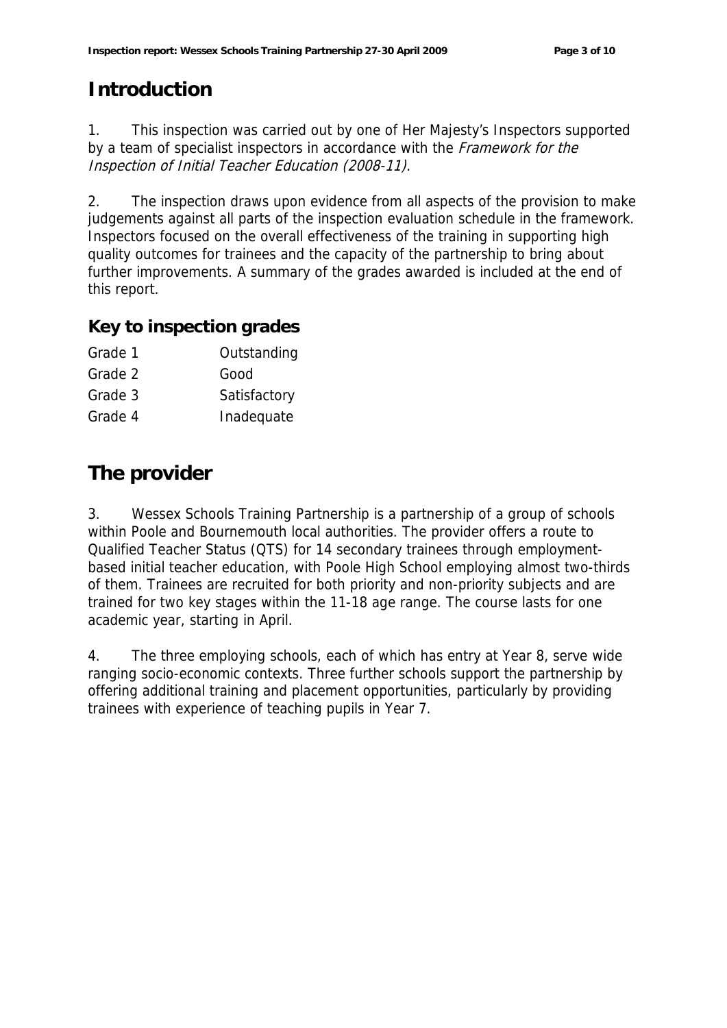# Introduction

1. This inspection was carried out by one of Her Majesty's Inspectors supported by a team of specialist inspectors in accordance with the *Framework for the Inspection of Initial Teacher Education (2008-11)*.

2. The inspection draws upon evidence from all aspects of the provision to make judgements against all parts of the inspection evaluation schedule in the framework. Inspectors focused on the overall effectiveness of the training in supporting high quality outcomes for trainees and the capacity of the partnership to bring about further improvements. A summary of the grades awarded is included at the end of this report.

## Key to inspection grades

| | |
|---|---|
| Grade 1 | Outstanding |
| Grade 2 | Good |
| Grade 3 | Satisfactory |
| Grade 4 | Inadequate |

# The provider

3. Wessex Schools Training Partnership is a partnership of a group of schools within Poole and Bournemouth local authorities. The provider offers a route to Qualified Teacher Status (QTS) for 14 secondary trainees through employment-based initial teacher education, with Poole High School employing almost two-thirds of them. Trainees are recruited for both priority and non-priority subjects and are trained for two key stages within the 11-18 age range. The course lasts for one academic year, starting in April.

4. The three employing schools, each of which has entry at Year 8, serve wide ranging socio-economic contexts. Three further schools support the partnership by offering additional training and placement opportunities, particularly by providing trainees with experience of teaching pupils in Year 7.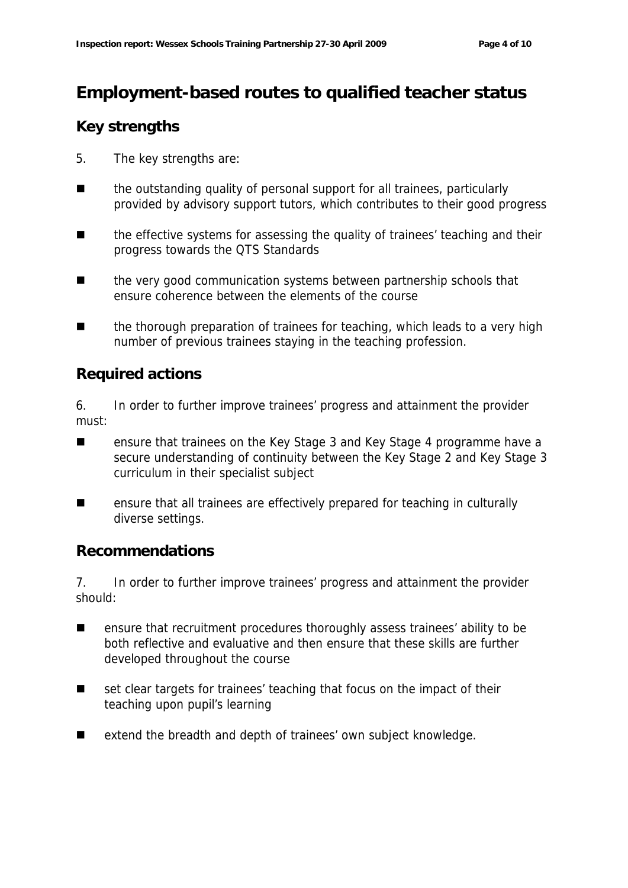# Employment-based routes to qualified teacher status

## Key strengths

5. The key strengths are:

- the outstanding quality of personal support for all trainees, particularly provided by advisory support tutors, which contributes to their good progress
- the effective systems for assessing the quality of trainees' teaching and their progress towards the QTS Standards
- the very good communication systems between partnership schools that ensure coherence between the elements of the course
- the thorough preparation of trainees for teaching, which leads to a very high number of previous trainees staying in the teaching profession.

## Required actions

6. In order to further improve trainees' progress and attainment the provider must:

- ensure that trainees on the Key Stage 3 and Key Stage 4 programme have a secure understanding of continuity between the Key Stage 2 and Key Stage 3 curriculum in their specialist subject
- ensure that all trainees are effectively prepared for teaching in culturally diverse settings.

## Recommendations

7. In order to further improve trainees' progress and attainment the provider should:

- ensure that recruitment procedures thoroughly assess trainees' ability to be both reflective and evaluative and then ensure that these skills are further developed throughout the course
- set clear targets for trainees' teaching that focus on the impact of their teaching upon pupil's learning
- extend the breadth and depth of trainees' own subject knowledge.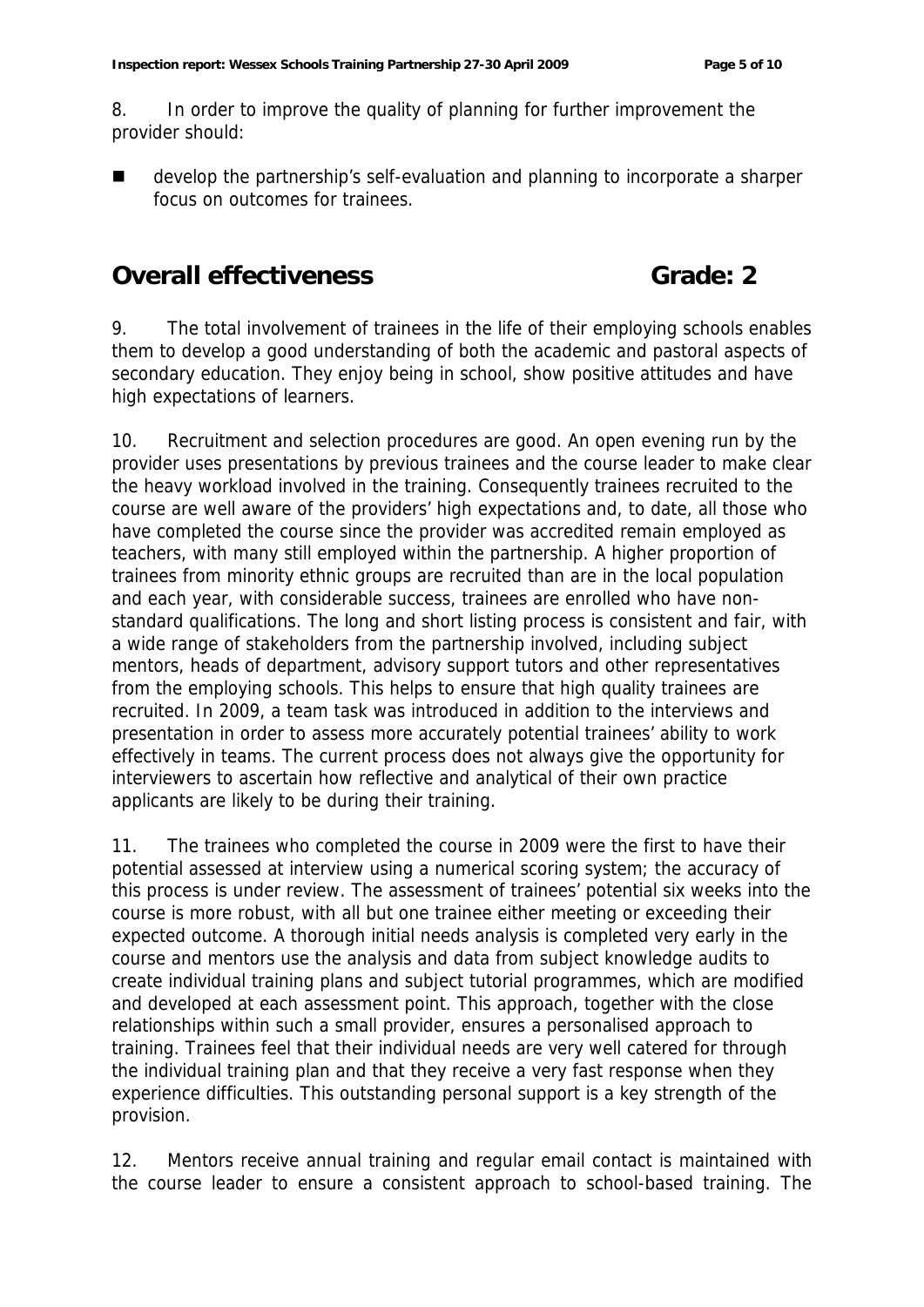8. In order to improve the quality of planning for further improvement the provider should:

- develop the partnership's self-evaluation and planning to incorporate a sharper focus on outcomes for trainees.

## Overall effectiveness Grade: 2

9. The total involvement of trainees in the life of their employing schools enables them to develop a good understanding of both the academic and pastoral aspects of secondary education. They enjoy being in school, show positive attitudes and have high expectations of learners.

10. Recruitment and selection procedures are good. An open evening run by the provider uses presentations by previous trainees and the course leader to make clear the heavy workload involved in the training. Consequently trainees recruited to the course are well aware of the providers' high expectations and, to date, all those who have completed the course since the provider was accredited remain employed as teachers, with many still employed within the partnership. A higher proportion of trainees from minority ethnic groups are recruited than are in the local population and each year, with considerable success, trainees are enrolled who have non-standard qualifications. The long and short listing process is consistent and fair, with a wide range of stakeholders from the partnership involved, including subject mentors, heads of department, advisory support tutors and other representatives from the employing schools. This helps to ensure that high quality trainees are recruited. In 2009, a team task was introduced in addition to the interviews and presentation in order to assess more accurately potential trainees' ability to work effectively in teams. The current process does not always give the opportunity for interviewers to ascertain how reflective and analytical of their own practice applicants are likely to be during their training.

11. The trainees who completed the course in 2009 were the first to have their potential assessed at interview using a numerical scoring system; the accuracy of this process is under review. The assessment of trainees' potential six weeks into the course is more robust, with all but one trainee either meeting or exceeding their expected outcome. A thorough initial needs analysis is completed very early in the course and mentors use the analysis and data from subject knowledge audits to create individual training plans and subject tutorial programmes, which are modified and developed at each assessment point. This approach, together with the close relationships within such a small provider, ensures a personalised approach to training. Trainees feel that their individual needs are very well catered for through the individual training plan and that they receive a very fast response when they experience difficulties. This outstanding personal support is a key strength of the provision.

12. Mentors receive annual training and regular email contact is maintained with the course leader to ensure a consistent approach to school-based training. The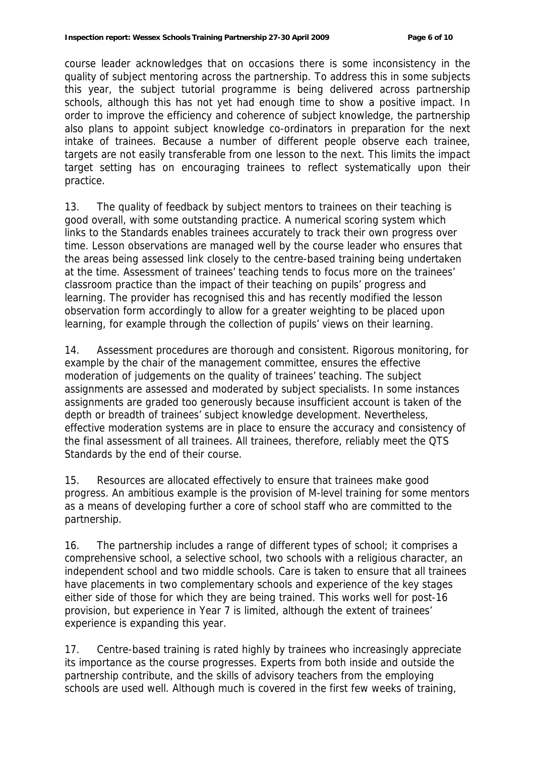course leader acknowledges that on occasions there is some inconsistency in the quality of subject mentoring across the partnership. To address this in some subjects this year, the subject tutorial programme is being delivered across partnership schools, although this has not yet had enough time to show a positive impact. In order to improve the efficiency and coherence of subject knowledge, the partnership also plans to appoint subject knowledge co-ordinators in preparation for the next intake of trainees. Because a number of different people observe each trainee, targets are not easily transferable from one lesson to the next. This limits the impact target setting has on encouraging trainees to reflect systematically upon their practice.

13. The quality of feedback by subject mentors to trainees on their teaching is good overall, with some outstanding practice. A numerical scoring system which links to the Standards enables trainees accurately to track their own progress over time. Lesson observations are managed well by the course leader who ensures that the areas being assessed link closely to the centre-based training being undertaken at the time. Assessment of trainees' teaching tends to focus more on the trainees' classroom practice than the impact of their teaching on pupils' progress and learning. The provider has recognised this and has recently modified the lesson observation form accordingly to allow for a greater weighting to be placed upon learning, for example through the collection of pupils' views on their learning.

14. Assessment procedures are thorough and consistent. Rigorous monitoring, for example by the chair of the management committee, ensures the effective moderation of judgements on the quality of trainees' teaching. The subject assignments are assessed and moderated by subject specialists. In some instances assignments are graded too generously because insufficient account is taken of the depth or breadth of trainees' subject knowledge development. Nevertheless, effective moderation systems are in place to ensure the accuracy and consistency of the final assessment of all trainees. All trainees, therefore, reliably meet the QTS Standards by the end of their course.

15. Resources are allocated effectively to ensure that trainees make good progress. An ambitious example is the provision of M-level training for some mentors as a means of developing further a core of school staff who are committed to the partnership.

16. The partnership includes a range of different types of school; it comprises a comprehensive school, a selective school, two schools with a religious character, an independent school and two middle schools. Care is taken to ensure that all trainees have placements in two complementary schools and experience of the key stages either side of those for which they are being trained. This works well for post-16 provision, but experience in Year 7 is limited, although the extent of trainees' experience is expanding this year.

17. Centre-based training is rated highly by trainees who increasingly appreciate its importance as the course progresses. Experts from both inside and outside the partnership contribute, and the skills of advisory teachers from the employing schools are used well. Although much is covered in the first few weeks of training,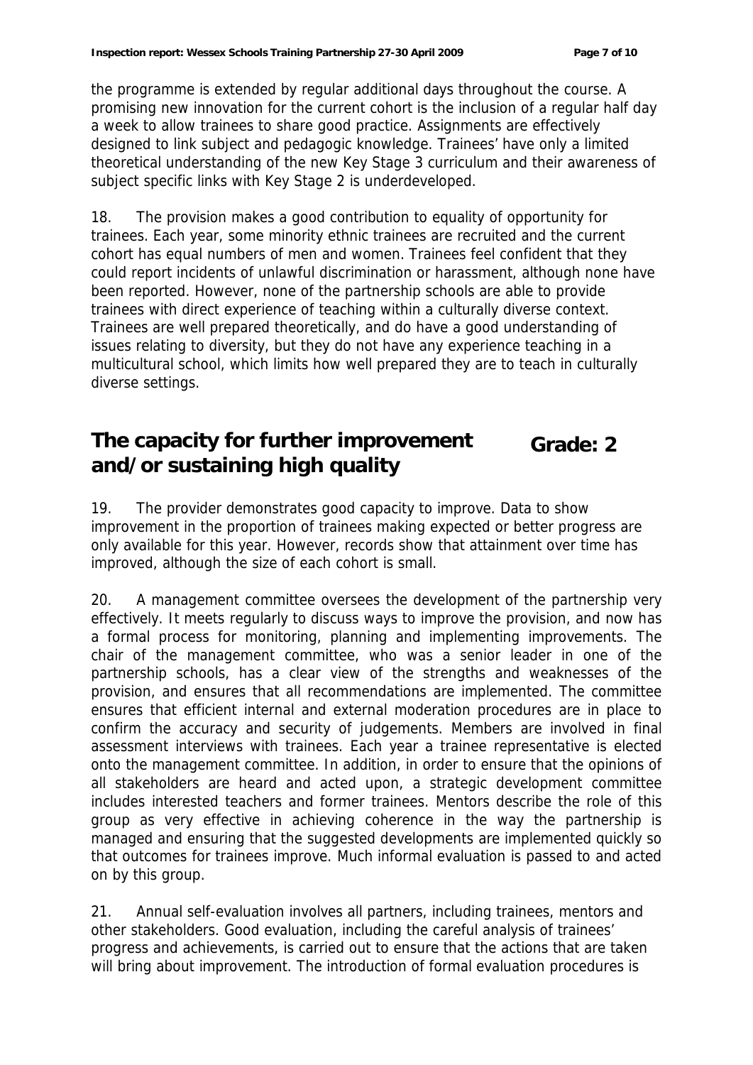the programme is extended by regular additional days throughout the course. A promising new innovation for the current cohort is the inclusion of a regular half day a week to allow trainees to share good practice. Assignments are effectively designed to link subject and pedagogic knowledge. Trainees' have only a limited theoretical understanding of the new Key Stage 3 curriculum and their awareness of subject specific links with Key Stage 2 is underdeveloped.

18. The provision makes a good contribution to equality of opportunity for trainees. Each year, some minority ethnic trainees are recruited and the current cohort has equal numbers of men and women. Trainees feel confident that they could report incidents of unlawful discrimination or harassment, although none have been reported. However, none of the partnership schools are able to provide trainees with direct experience of teaching within a culturally diverse context. Trainees are well prepared theoretically, and do have a good understanding of issues relating to diversity, but they do not have any experience teaching in a multicultural school, which limits how well prepared they are to teach in culturally diverse settings.

## The capacity for further improvement and/or sustaining high quality — Grade: 2

19. The provider demonstrates good capacity to improve. Data to show improvement in the proportion of trainees making expected or better progress are only available for this year. However, records show that attainment over time has improved, although the size of each cohort is small.

20. A management committee oversees the development of the partnership very effectively. It meets regularly to discuss ways to improve the provision, and now has a formal process for monitoring, planning and implementing improvements. The chair of the management committee, who was a senior leader in one of the partnership schools, has a clear view of the strengths and weaknesses of the provision, and ensures that all recommendations are implemented. The committee ensures that efficient internal and external moderation procedures are in place to confirm the accuracy and security of judgements. Members are involved in final assessment interviews with trainees. Each year a trainee representative is elected onto the management committee. In addition, in order to ensure that the opinions of all stakeholders are heard and acted upon, a strategic development committee includes interested teachers and former trainees. Mentors describe the role of this group as very effective in achieving coherence in the way the partnership is managed and ensuring that the suggested developments are implemented quickly so that outcomes for trainees improve. Much informal evaluation is passed to and acted on by this group.

21. Annual self-evaluation involves all partners, including trainees, mentors and other stakeholders. Good evaluation, including the careful analysis of trainees' progress and achievements, is carried out to ensure that the actions that are taken will bring about improvement. The introduction of formal evaluation procedures is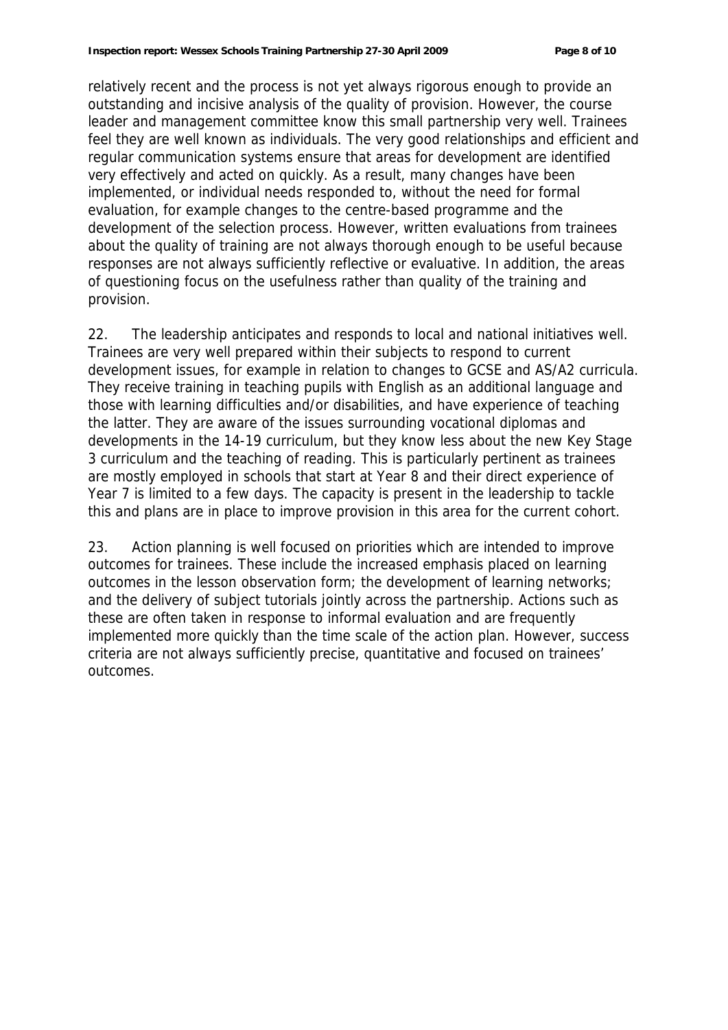relatively recent and the process is not yet always rigorous enough to provide an outstanding and incisive analysis of the quality of provision. However, the course leader and management committee know this small partnership very well. Trainees feel they are well known as individuals. The very good relationships and efficient and regular communication systems ensure that areas for development are identified very effectively and acted on quickly. As a result, many changes have been implemented, or individual needs responded to, without the need for formal evaluation, for example changes to the centre-based programme and the development of the selection process. However, written evaluations from trainees about the quality of training are not always thorough enough to be useful because responses are not always sufficiently reflective or evaluative. In addition, the areas of questioning focus on the usefulness rather than quality of the training and provision.

22. The leadership anticipates and responds to local and national initiatives well. Trainees are very well prepared within their subjects to respond to current development issues, for example in relation to changes to GCSE and AS/A2 curricula. They receive training in teaching pupils with English as an additional language and those with learning difficulties and/or disabilities, and have experience of teaching the latter. They are aware of the issues surrounding vocational diplomas and developments in the 14-19 curriculum, but they know less about the new Key Stage 3 curriculum and the teaching of reading. This is particularly pertinent as trainees are mostly employed in schools that start at Year 8 and their direct experience of Year 7 is limited to a few days. The capacity is present in the leadership to tackle this and plans are in place to improve provision in this area for the current cohort.

23. Action planning is well focused on priorities which are intended to improve outcomes for trainees. These include the increased emphasis placed on learning outcomes in the lesson observation form; the development of learning networks; and the delivery of subject tutorials jointly across the partnership. Actions such as these are often taken in response to informal evaluation and are frequently implemented more quickly than the time scale of the action plan. However, success criteria are not always sufficiently precise, quantitative and focused on trainees' outcomes.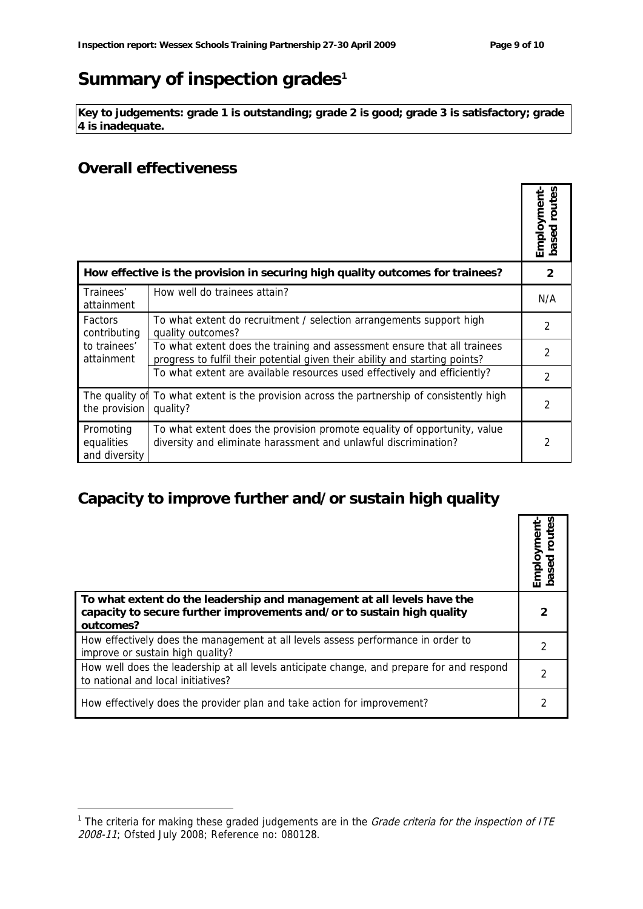# Summary of inspection grades[1]

**Key to judgements: grade 1 is outstanding; grade 2 is good; grade 3 is satisfactory; grade 4 is inadequate.**

## Overall effectiveness

| | | Employment-based routes |
|---|---|---|
| **How effective is the provision in securing high quality outcomes for trainees?** | | **2** |
| Trainees' attainment | How well do trainees attain? | N/A |
| Factors contributing to trainees' attainment | To what extent do recruitment / selection arrangements support high quality outcomes? | 2 |
| | To what extent does the training and assessment ensure that all trainees progress to fulfil their potential given their ability and starting points? | 2 |
| | To what extent are available resources used effectively and efficiently? | 2 |
| The quality of the provision | To what extent is the provision across the partnership of consistently high quality? | 2 |
| Promoting equalities and diversity | To what extent does the provision promote equality of opportunity, value diversity and eliminate harassment and unlawful discrimination? | 2 |

## Capacity to improve further and/or sustain high quality

| | Employment-based routes |
|---|---|
| **To what extent do the leadership and management at all levels have the capacity to secure further improvements and/or to sustain high quality outcomes?** | **2** |
| How effectively does the management at all levels assess performance in order to improve or sustain high quality? | 2 |
| How well does the leadership at all levels anticipate change, and prepare for and respond to national and local initiatives? | 2 |
| How effectively does the provider plan and take action for improvement? | 2 |

[1] The criteria for making these graded judgements are in the *Grade criteria for the inspection of ITE 2008-11*; Ofsted July 2008; Reference no: 080128.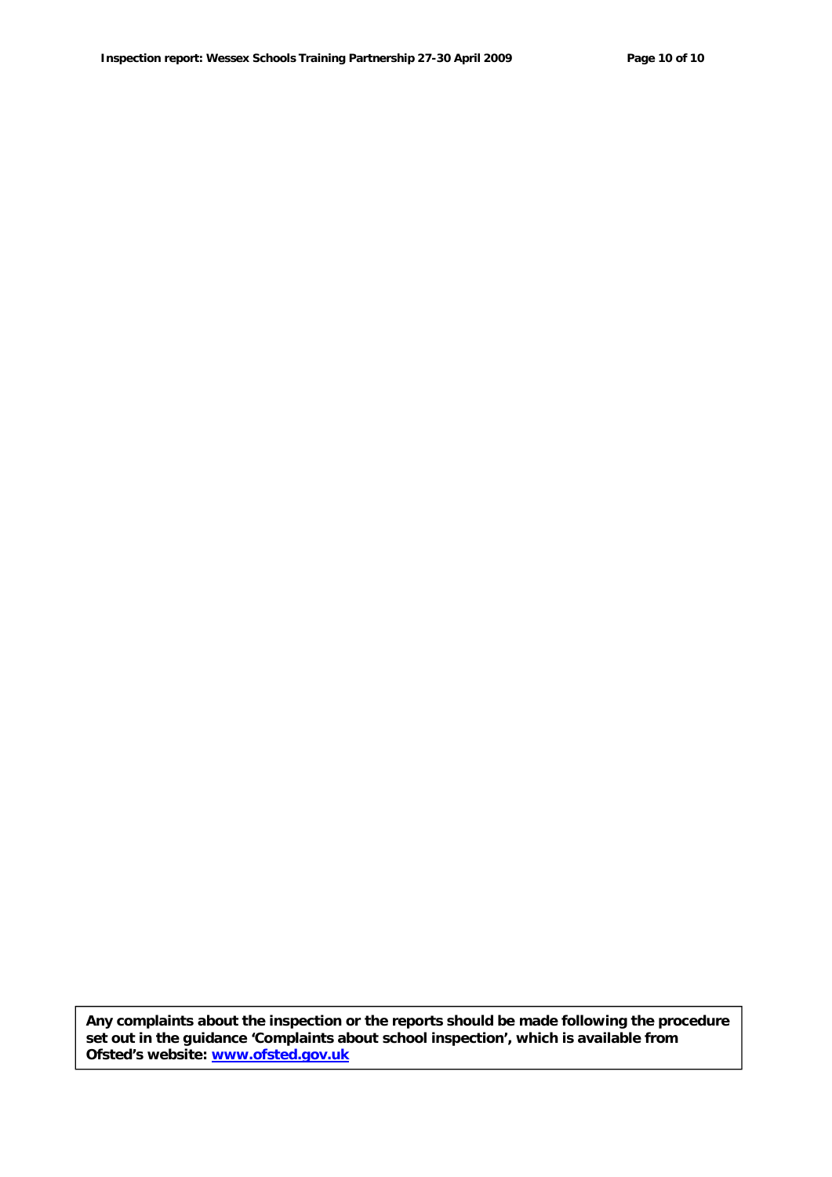**Any complaints about the inspection or the reports should be made following the procedure set out in the guidance 'Complaints about school inspection', which is available from Ofsted's website: [www.ofsted.gov.uk](http://www.ofsted.gov.uk)**